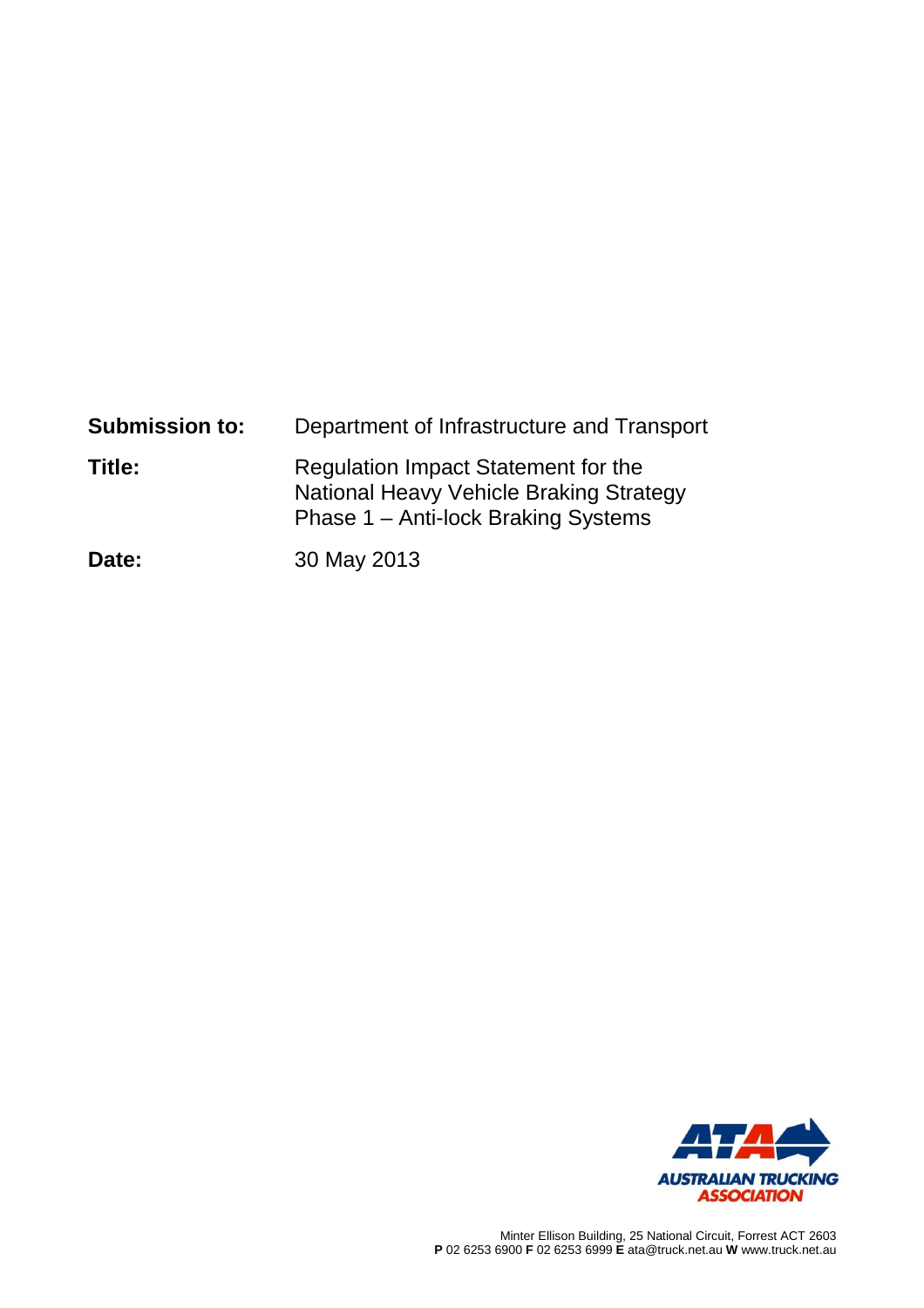**Submission to:** Department of Infrastructure and Transport

**Title:** Regulation Impact Statement for the National Heavy Vehicle Braking Strategy Phase 1 – Anti-lock Braking Systems

**Date:** 30 May 2013

AUSTRALIAN TRUCKING ASSOCIATION

Minter Ellison Building, 25 National Circuit, Forrest ACT 2603
**P** 02 6253 6900 **F** 02 6253 6999 **E** ata@truck.net.au **W** www.truck.net.au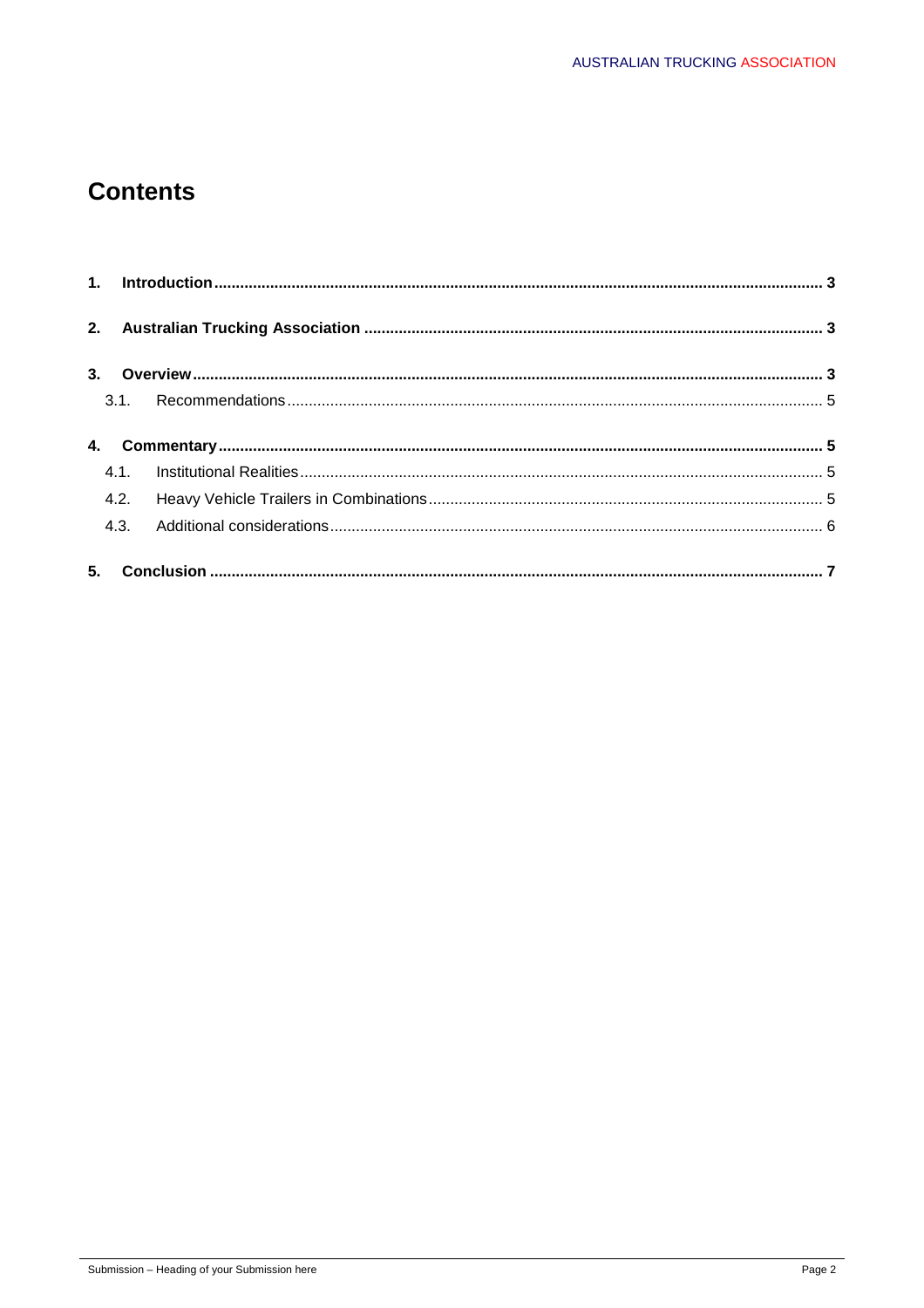# Contents

**1. Introduction ........ 3**

**2. Australian Trucking Association ........ 3**

**3. Overview ........ 3**

3.1. Recommendations ........ 5

**4. Commentary ........ 5**

4.1. Institutional Realities ........ 5

4.2. Heavy Vehicle Trailers in Combinations ........ 5

4.3. Additional considerations ........ 6

**5. Conclusion ........ 7**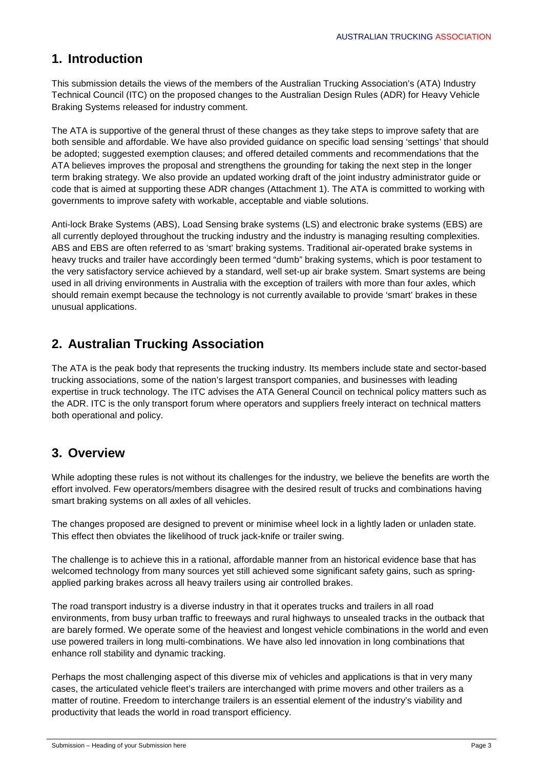## 1. Introduction

This submission details the views of the members of the Australian Trucking Association's (ATA) Industry Technical Council (ITC) on the proposed changes to the Australian Design Rules (ADR) for Heavy Vehicle Braking Systems released for industry comment.

The ATA is supportive of the general thrust of these changes as they take steps to improve safety that are both sensible and affordable. We have also provided guidance on specific load sensing 'settings' that should be adopted; suggested exemption clauses; and offered detailed comments and recommendations that the ATA believes improves the proposal and strengthens the grounding for taking the next step in the longer term braking strategy. We also provide an updated working draft of the joint industry administrator guide or code that is aimed at supporting these ADR changes (Attachment 1). The ATA is committed to working with governments to improve safety with workable, acceptable and viable solutions.

Anti-lock Brake Systems (ABS), Load Sensing brake systems (LS) and electronic brake systems (EBS) are all currently deployed throughout the trucking industry and the industry is managing resulting complexities. ABS and EBS are often referred to as 'smart' braking systems. Traditional air-operated brake systems in heavy trucks and trailer have accordingly been termed "dumb" braking systems, which is poor testament to the very satisfactory service achieved by a standard, well set-up air brake system. Smart systems are being used in all driving environments in Australia with the exception of trailers with more than four axles, which should remain exempt because the technology is not currently available to provide 'smart' brakes in these unusual applications.

## 2. Australian Trucking Association

The ATA is the peak body that represents the trucking industry. Its members include state and sector-based trucking associations, some of the nation's largest transport companies, and businesses with leading expertise in truck technology. The ITC advises the ATA General Council on technical policy matters such as the ADR. ITC is the only transport forum where operators and suppliers freely interact on technical matters both operational and policy.

## 3. Overview

While adopting these rules is not without its challenges for the industry, we believe the benefits are worth the effort involved. Few operators/members disagree with the desired result of trucks and combinations having smart braking systems on all axles of all vehicles.

The changes proposed are designed to prevent or minimise wheel lock in a lightly laden or unladen state. This effect then obviates the likelihood of truck jack-knife or trailer swing.

The challenge is to achieve this in a rational, affordable manner from an historical evidence base that has welcomed technology from many sources yet still achieved some significant safety gains, such as spring-applied parking brakes across all heavy trailers using air controlled brakes.

The road transport industry is a diverse industry in that it operates trucks and trailers in all road environments, from busy urban traffic to freeways and rural highways to unsealed tracks in the outback that are barely formed. We operate some of the heaviest and longest vehicle combinations in the world and even use powered trailers in long multi-combinations. We have also led innovation in long combinations that enhance roll stability and dynamic tracking.

Perhaps the most challenging aspect of this diverse mix of vehicles and applications is that in very many cases, the articulated vehicle fleet's trailers are interchanged with prime movers and other trailers as a matter of routine. Freedom to interchange trailers is an essential element of the industry's viability and productivity that leads the world in road transport efficiency.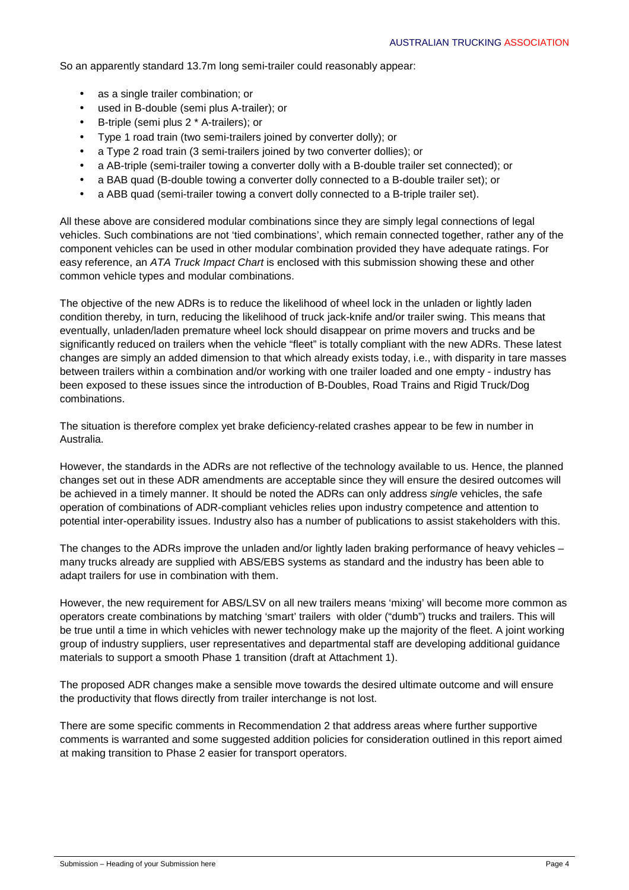So an apparently standard 13.7m long semi-trailer could reasonably appear:

- as a single trailer combination; or
- used in B-double (semi plus A-trailer); or
- B-triple (semi plus 2 * A-trailers); or
- Type 1 road train (two semi-trailers joined by converter dolly); or
- a Type 2 road train (3 semi-trailers joined by two converter dollies); or
- a AB-triple (semi-trailer towing a converter dolly with a B-double trailer set connected); or
- a BAB quad (B-double towing a converter dolly connected to a B-double trailer set); or
- a ABB quad (semi-trailer towing a convert dolly connected to a B-triple trailer set).

All these above are considered modular combinations since they are simply legal connections of legal vehicles. Such combinations are not 'tied combinations', which remain connected together, rather any of the component vehicles can be used in other modular combination provided they have adequate ratings. For easy reference, an *ATA Truck Impact Chart* is enclosed with this submission showing these and other common vehicle types and modular combinations.

The objective of the new ADRs is to reduce the likelihood of wheel lock in the unladen or lightly laden condition thereby, in turn, reducing the likelihood of truck jack-knife and/or trailer swing. This means that eventually, unladen/laden premature wheel lock should disappear on prime movers and trucks and be significantly reduced on trailers when the vehicle "fleet" is totally compliant with the new ADRs. These latest changes are simply an added dimension to that which already exists today, i.e., with disparity in tare masses between trailers within a combination and/or working with one trailer loaded and one empty - industry has been exposed to these issues since the introduction of B-Doubles, Road Trains and Rigid Truck/Dog combinations.

The situation is therefore complex yet brake deficiency-related crashes appear to be few in number in Australia.

However, the standards in the ADRs are not reflective of the technology available to us. Hence, the planned changes set out in these ADR amendments are acceptable since they will ensure the desired outcomes will be achieved in a timely manner. It should be noted the ADRs can only address *single* vehicles, the safe operation of combinations of ADR-compliant vehicles relies upon industry competence and attention to potential inter-operability issues. Industry also has a number of publications to assist stakeholders with this.

The changes to the ADRs improve the unladen and/or lightly laden braking performance of heavy vehicles – many trucks already are supplied with ABS/EBS systems as standard and the industry has been able to adapt trailers for use in combination with them.

However, the new requirement for ABS/LSV on all new trailers means 'mixing' will become more common as operators create combinations by matching 'smart' trailers with older ("dumb") trucks and trailers. This will be true until a time in which vehicles with newer technology make up the majority of the fleet. A joint working group of industry suppliers, user representatives and departmental staff are developing additional guidance materials to support a smooth Phase 1 transition (draft at Attachment 1).

The proposed ADR changes make a sensible move towards the desired ultimate outcome and will ensure the productivity that flows directly from trailer interchange is not lost.

There are some specific comments in Recommendation 2 that address areas where further supportive comments is warranted and some suggested addition policies for consideration outlined in this report aimed at making transition to Phase 2 easier for transport operators.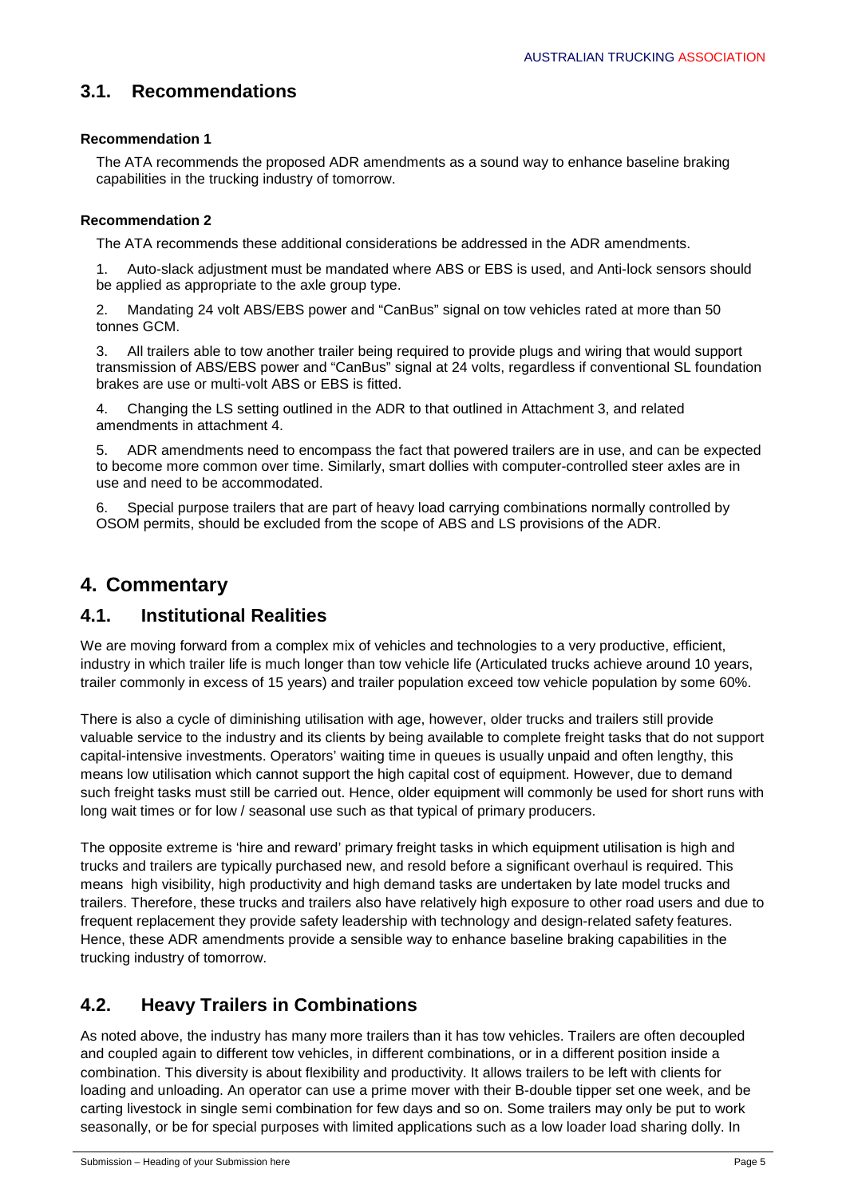## 3.1. Recommendations

**Recommendation 1**

The ATA recommends the proposed ADR amendments as a sound way to enhance baseline braking capabilities in the trucking industry of tomorrow.

**Recommendation 2**

The ATA recommends these additional considerations be addressed in the ADR amendments.

1. Auto-slack adjustment must be mandated where ABS or EBS is used, and Anti-lock sensors should be applied as appropriate to the axle group type.

2. Mandating 24 volt ABS/EBS power and "CanBus" signal on tow vehicles rated at more than 50 tonnes GCM.

3. All trailers able to tow another trailer being required to provide plugs and wiring that would support transmission of ABS/EBS power and "CanBus" signal at 24 volts, regardless if conventional SL foundation brakes are use or multi-volt ABS or EBS is fitted.

4. Changing the LS setting outlined in the ADR to that outlined in Attachment 3, and related amendments in attachment 4.

5. ADR amendments need to encompass the fact that powered trailers are in use, and can be expected to become more common over time. Similarly, smart dollies with computer-controlled steer axles are in use and need to be accommodated.

6. Special purpose trailers that are part of heavy load carrying combinations normally controlled by OSOM permits, should be excluded from the scope of ABS and LS provisions of the ADR.

# 4. Commentary

## 4.1. Institutional Realities

We are moving forward from a complex mix of vehicles and technologies to a very productive, efficient, industry in which trailer life is much longer than tow vehicle life (Articulated trucks achieve around 10 years, trailer commonly in excess of 15 years) and trailer population exceed tow vehicle population by some 60%.

There is also a cycle of diminishing utilisation with age, however, older trucks and trailers still provide valuable service to the industry and its clients by being available to complete freight tasks that do not support capital-intensive investments. Operators' waiting time in queues is usually unpaid and often lengthy, this means low utilisation which cannot support the high capital cost of equipment. However, due to demand such freight tasks must still be carried out. Hence, older equipment will commonly be used for short runs with long wait times or for low / seasonal use such as that typical of primary producers.

The opposite extreme is 'hire and reward' primary freight tasks in which equipment utilisation is high and trucks and trailers are typically purchased new, and resold before a significant overhaul is required. This means high visibility, high productivity and high demand tasks are undertaken by late model trucks and trailers. Therefore, these trucks and trailers also have relatively high exposure to other road users and due to frequent replacement they provide safety leadership with technology and design-related safety features. Hence, these ADR amendments provide a sensible way to enhance baseline braking capabilities in the trucking industry of tomorrow.

## 4.2. Heavy Trailers in Combinations

As noted above, the industry has many more trailers than it has tow vehicles. Trailers are often decoupled and coupled again to different tow vehicles, in different combinations, or in a different position inside a combination. This diversity is about flexibility and productivity. It allows trailers to be left with clients for loading and unloading. An operator can use a prime mover with their B-double tipper set one week, and be carting livestock in single semi combination for few days and so on. Some trailers may only be put to work seasonally, or be for special purposes with limited applications such as a low loader load sharing dolly. In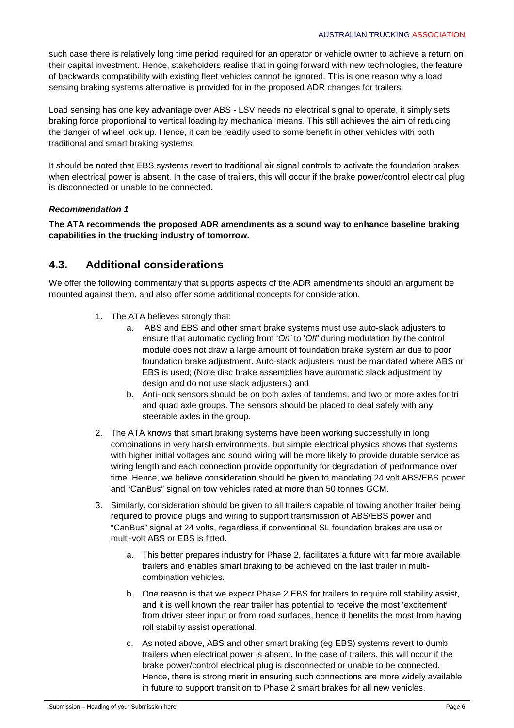such case there is relatively long time period required for an operator or vehicle owner to achieve a return on their capital investment. Hence, stakeholders realise that in going forward with new technologies, the feature of backwards compatibility with existing fleet vehicles cannot be ignored. This is one reason why a load sensing braking systems alternative is provided for in the proposed ADR changes for trailers.

Load sensing has one key advantage over ABS - LSV needs no electrical signal to operate, it simply sets braking force proportional to vertical loading by mechanical means. This still achieves the aim of reducing the danger of wheel lock up. Hence, it can be readily used to some benefit in other vehicles with both traditional and smart braking systems.

It should be noted that EBS systems revert to traditional air signal controls to activate the foundation brakes when electrical power is absent. In the case of trailers, this will occur if the brake power/control electrical plug is disconnected or unable to be connected.

***Recommendation 1***

**The ATA recommends the proposed ADR amendments as a sound way to enhance baseline braking capabilities in the trucking industry of tomorrow.**

## 4.3. Additional considerations

We offer the following commentary that supports aspects of the ADR amendments should an argument be mounted against them, and also offer some additional concepts for consideration.

1. The ATA believes strongly that:
    a. ABS and EBS and other smart brake systems must use auto-slack adjusters to ensure that automatic cycling from '*On'* to '*Off'* during modulation by the control module does not draw a large amount of foundation brake system air due to poor foundation brake adjustment. Auto-slack adjusters must be mandated where ABS or EBS is used; (Note disc brake assemblies have automatic slack adjustment by design and do not use slack adjusters.) and
    b. Anti-lock sensors should be on both axles of tandems, and two or more axles for tri and quad axle groups. The sensors should be placed to deal safely with any steerable axles in the group.
2. The ATA knows that smart braking systems have been working successfully in long combinations in very harsh environments, but simple electrical physics shows that systems with higher initial voltages and sound wiring will be more likely to provide durable service as wiring length and each connection provide opportunity for degradation of performance over time. Hence, we believe consideration should be given to mandating 24 volt ABS/EBS power and "CanBus" signal on tow vehicles rated at more than 50 tonnes GCM.
3. Similarly, consideration should be given to all trailers capable of towing another trailer being required to provide plugs and wiring to support transmission of ABS/EBS power and "CanBus" signal at 24 volts, regardless if conventional SL foundation brakes are use or multi-volt ABS or EBS is fitted.
    a. This better prepares industry for Phase 2, facilitates a future with far more available trailers and enables smart braking to be achieved on the last trailer in multi-combination vehicles.
    b. One reason is that we expect Phase 2 EBS for trailers to require roll stability assist, and it is well known the rear trailer has potential to receive the most 'excitement' from driver steer input or from road surfaces, hence it benefits the most from having roll stability assist operational.
    c. As noted above, ABS and other smart braking (eg EBS) systems revert to dumb trailers when electrical power is absent. In the case of trailers, this will occur if the brake power/control electrical plug is disconnected or unable to be connected. Hence, there is strong merit in ensuring such connections are more widely available in future to support transition to Phase 2 smart brakes for all new vehicles.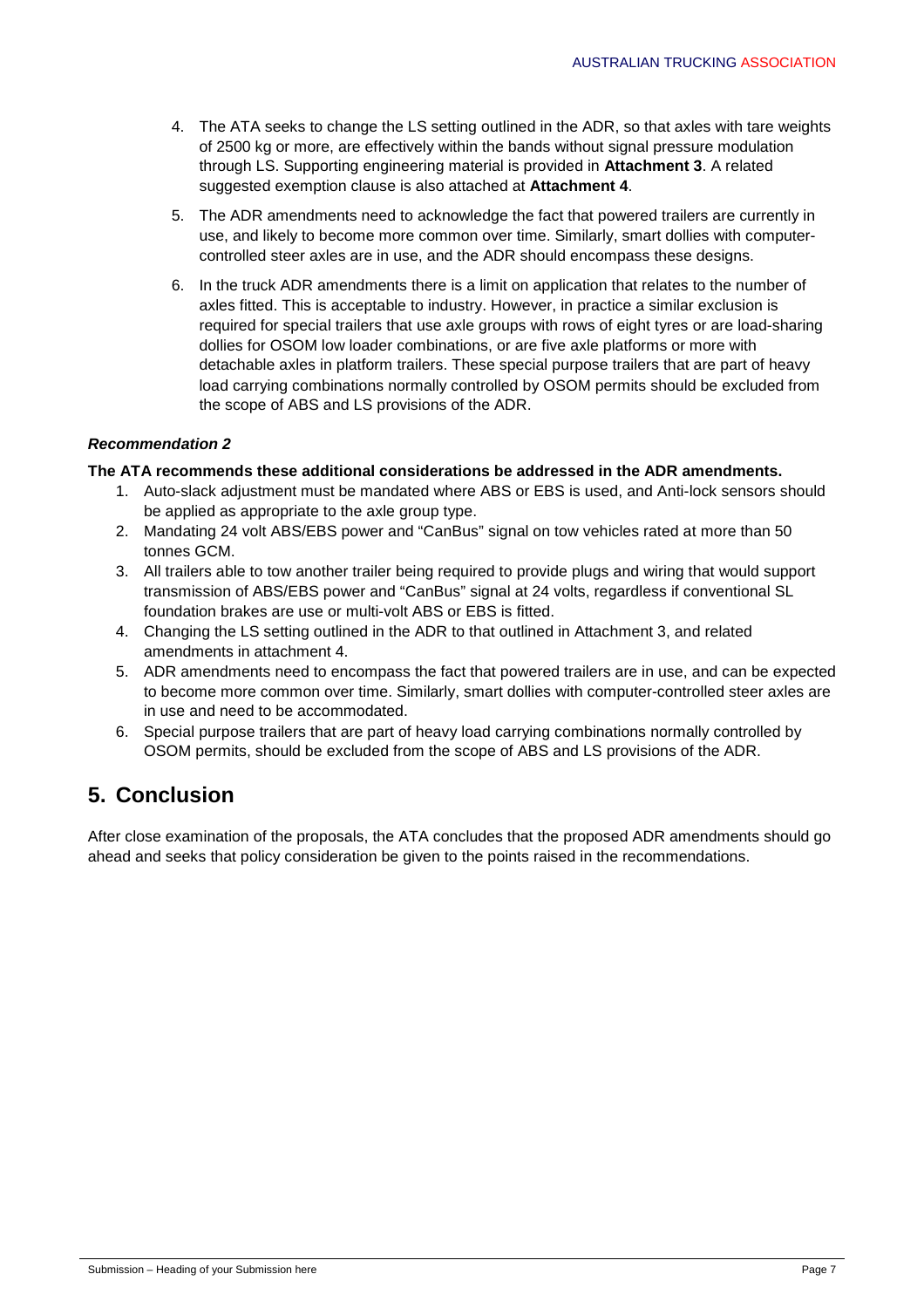4. The ATA seeks to change the LS setting outlined in the ADR, so that axles with tare weights of 2500 kg or more, are effectively within the bands without signal pressure modulation through LS. Supporting engineering material is provided in **Attachment 3**. A related suggested exemption clause is also attached at **Attachment 4**.
5. The ADR amendments need to acknowledge the fact that powered trailers are currently in use, and likely to become more common over time. Similarly, smart dollies with computer-controlled steer axles are in use, and the ADR should encompass these designs.
6. In the truck ADR amendments there is a limit on application that relates to the number of axles fitted. This is acceptable to industry. However, in practice a similar exclusion is required for special trailers that use axle groups with rows of eight tyres or are load-sharing dollies for OSOM low loader combinations, or are five axle platforms or more with detachable axles in platform trailers. These special purpose trailers that are part of heavy load carrying combinations normally controlled by OSOM permits should be excluded from the scope of ABS and LS provisions of the ADR.

***Recommendation 2***

**The ATA recommends these additional considerations be addressed in the ADR amendments.**

1. Auto-slack adjustment must be mandated where ABS or EBS is used, and Anti-lock sensors should be applied as appropriate to the axle group type.
2. Mandating 24 volt ABS/EBS power and "CanBus" signal on tow vehicles rated at more than 50 tonnes GCM.
3. All trailers able to tow another trailer being required to provide plugs and wiring that would support transmission of ABS/EBS power and "CanBus" signal at 24 volts, regardless if conventional SL foundation brakes are use or multi-volt ABS or EBS is fitted.
4. Changing the LS setting outlined in the ADR to that outlined in Attachment 3, and related amendments in attachment 4.
5. ADR amendments need to encompass the fact that powered trailers are in use, and can be expected to become more common over time. Similarly, smart dollies with computer-controlled steer axles are in use and need to be accommodated.
6. Special purpose trailers that are part of heavy load carrying combinations normally controlled by OSOM permits, should be excluded from the scope of ABS and LS provisions of the ADR.

## 5. Conclusion

After close examination of the proposals, the ATA concludes that the proposed ADR amendments should go ahead and seeks that policy consideration be given to the points raised in the recommendations.